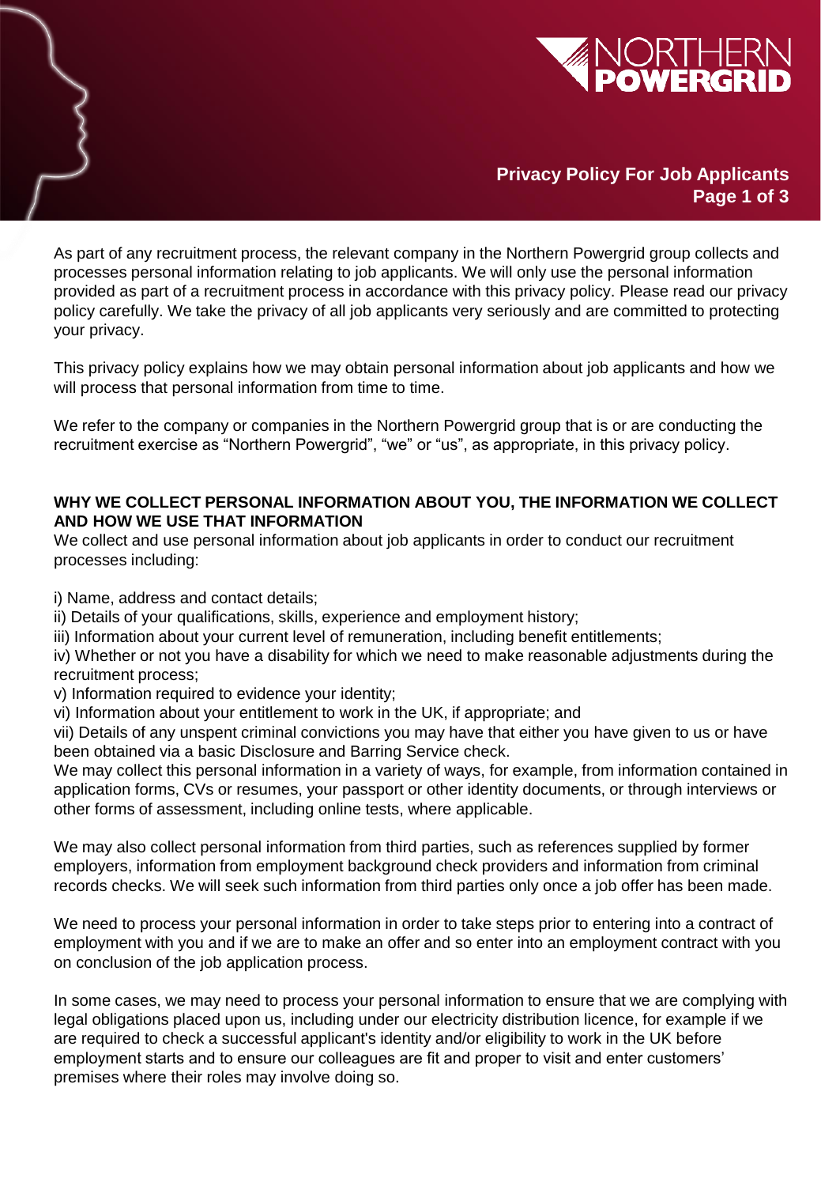# Privacy Policy For Job Applicants

As part of any recruitment process, the relevant company in the Northern Powergrid group collects and processes personal information relating to job applicants. We will only use the personal information provided as part of a recruitment process in accordance with this privacy policy. Please read our privacy policy carefully. We take the privacy of all job applicants very seriously and are committed to protecting your privacy.

This privacy policy explains how we may obtain personal information about job applicants and how we will process that personal information from time to time.

We refer to the company or companies in the Northern Powergrid group that is or are conducting the recruitment exercise as "Northern Powergrid", "we" or "us", as appropriate, in this privacy policy.

## WHY WE COLLECT PERSONAL INFORMATION ABOUT YOU, THE INFORMATION WE COLLECT AND HOW WE USE THAT INFORMATION

We collect and use personal information about job applicants in order to conduct our recruitment processes including:

i) Name, address and contact details;
ii) Details of your qualifications, skills, experience and employment history;
iii) Information about your current level of remuneration, including benefit entitlements;
iv) Whether or not you have a disability for which we need to make reasonable adjustments during the recruitment process;
v) Information required to evidence your identity;
vi) Information about your entitlement to work in the UK, if appropriate; and
vii) Details of any unspent criminal convictions you may have that either you have given to us or have been obtained via a basic Disclosure and Barring Service check.

We may collect this personal information in a variety of ways, for example, from information contained in application forms, CVs or resumes, your passport or other identity documents, or through interviews or other forms of assessment, including online tests, where applicable.

We may also collect personal information from third parties, such as references supplied by former employers, information from employment background check providers and information from criminal records checks. We will seek such information from third parties only once a job offer has been made.

We need to process your personal information in order to take steps prior to entering into a contract of employment with you and if we are to make an offer and so enter into an employment contract with you on conclusion of the job application process.

In some cases, we may need to process your personal information to ensure that we are complying with legal obligations placed upon us, including under our electricity distribution licence, for example if we are required to check a successful applicant's identity and/or eligibility to work in the UK before employment starts and to ensure our colleagues are fit and proper to visit and enter customers' premises where their roles may involve doing so.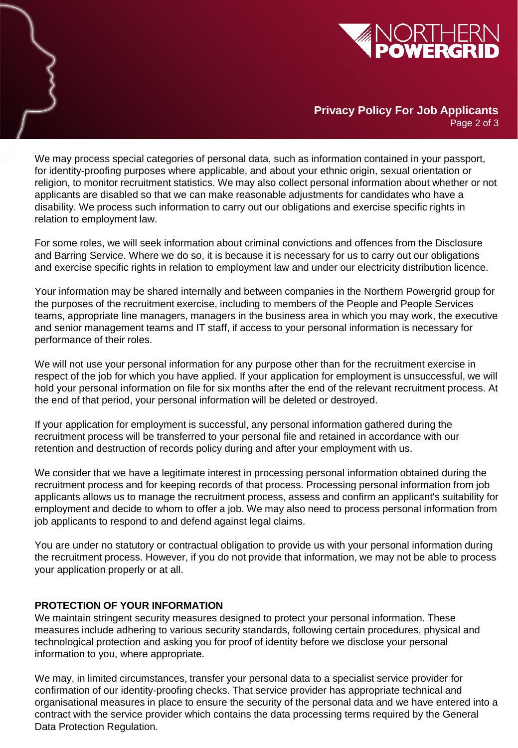We may process special categories of personal data, such as information contained in your passport, for identity-proofing purposes where applicable, and about your ethnic origin, sexual orientation or religion, to monitor recruitment statistics. We may also collect personal information about whether or not applicants are disabled so that we can make reasonable adjustments for candidates who have a disability. We process such information to carry out our obligations and exercise specific rights in relation to employment law.

For some roles, we will seek information about criminal convictions and offences from the Disclosure and Barring Service. Where we do so, it is because it is necessary for us to carry out our obligations and exercise specific rights in relation to employment law and under our electricity distribution licence.

Your information may be shared internally and between companies in the Northern Powergrid group for the purposes of the recruitment exercise, including to members of the People and People Services teams, appropriate line managers, managers in the business area in which you may work, the executive and senior management teams and IT staff, if access to your personal information is necessary for performance of their roles.

We will not use your personal information for any purpose other than for the recruitment exercise in respect of the job for which you have applied. If your application for employment is unsuccessful, we will hold your personal information on file for six months after the end of the relevant recruitment process. At the end of that period, your personal information will be deleted or destroyed.

If your application for employment is successful, any personal information gathered during the recruitment process will be transferred to your personal file and retained in accordance with our retention and destruction of records policy during and after your employment with us.

We consider that we have a legitimate interest in processing personal information obtained during the recruitment process and for keeping records of that process. Processing personal information from job applicants allows us to manage the recruitment process, assess and confirm an applicant's suitability for employment and decide to whom to offer a job. We may also need to process personal information from job applicants to respond to and defend against legal claims.

You are under no statutory or contractual obligation to provide us with your personal information during the recruitment process. However, if you do not provide that information, we may not be able to process your application properly or at all.

**PROTECTION OF YOUR INFORMATION**

We maintain stringent security measures designed to protect your personal information. These measures include adhering to various security standards, following certain procedures, physical and technological protection and asking you for proof of identity before we disclose your personal information to you, where appropriate.

We may, in limited circumstances, transfer your personal data to a specialist service provider for confirmation of our identity-proofing checks. That service provider has appropriate technical and organisational measures in place to ensure the security of the personal data and we have entered into a contract with the service provider which contains the data processing terms required by the General Data Protection Regulation.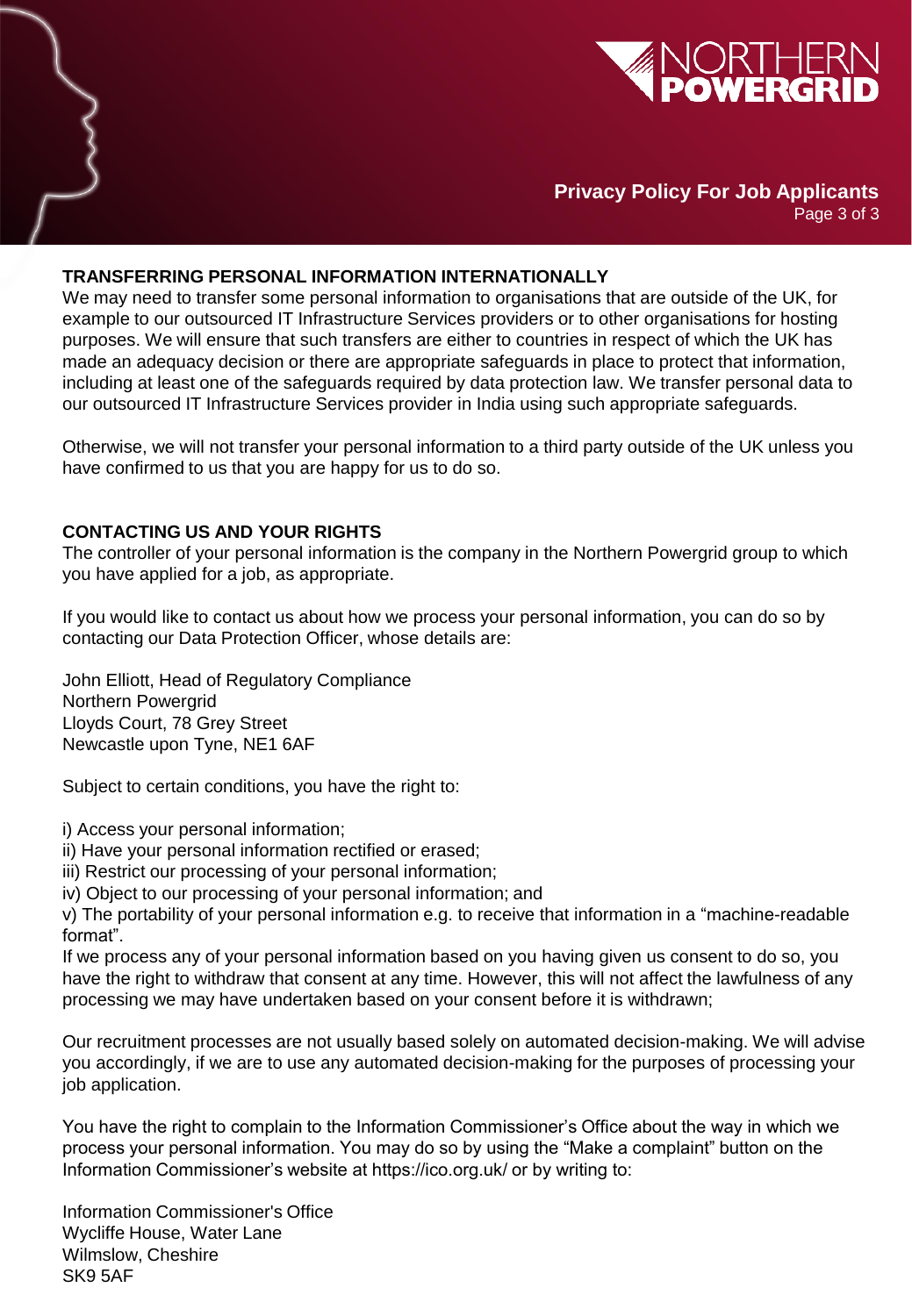## TRANSFERRING PERSONAL INFORMATION INTERNATIONALLY

We may need to transfer some personal information to organisations that are outside of the UK, for example to our outsourced IT Infrastructure Services providers or to other organisations for hosting purposes. We will ensure that such transfers are either to countries in respect of which the UK has made an adequacy decision or there are appropriate safeguards in place to protect that information, including at least one of the safeguards required by data protection law. We transfer personal data to our outsourced IT Infrastructure Services provider in India using such appropriate safeguards.

Otherwise, we will not transfer your personal information to a third party outside of the UK unless you have confirmed to us that you are happy for us to do so.

## CONTACTING US AND YOUR RIGHTS

The controller of your personal information is the company in the Northern Powergrid group to which you have applied for a job, as appropriate.

If you would like to contact us about how we process your personal information, you can do so by contacting our Data Protection Officer, whose details are:

John Elliott, Head of Regulatory Compliance
Northern Powergrid
Lloyds Court, 78 Grey Street
Newcastle upon Tyne, NE1 6AF

Subject to certain conditions, you have the right to:

i) Access your personal information;
ii) Have your personal information rectified or erased;
iii) Restrict our processing of your personal information;
iv) Object to our processing of your personal information; and
v) The portability of your personal information e.g. to receive that information in a "machine-readable format".

If we process any of your personal information based on you having given us consent to do so, you have the right to withdraw that consent at any time. However, this will not affect the lawfulness of any processing we may have undertaken based on your consent before it is withdrawn;

Our recruitment processes are not usually based solely on automated decision-making. We will advise you accordingly, if we are to use any automated decision-making for the purposes of processing your job application.

You have the right to complain to the Information Commissioner's Office about the way in which we process your personal information. You may do so by using the "Make a complaint" button on the Information Commissioner's website at https://ico.org.uk/ or by writing to:

Information Commissioner's Office
Wycliffe House, Water Lane
Wilmslow, Cheshire
SK9 5AF